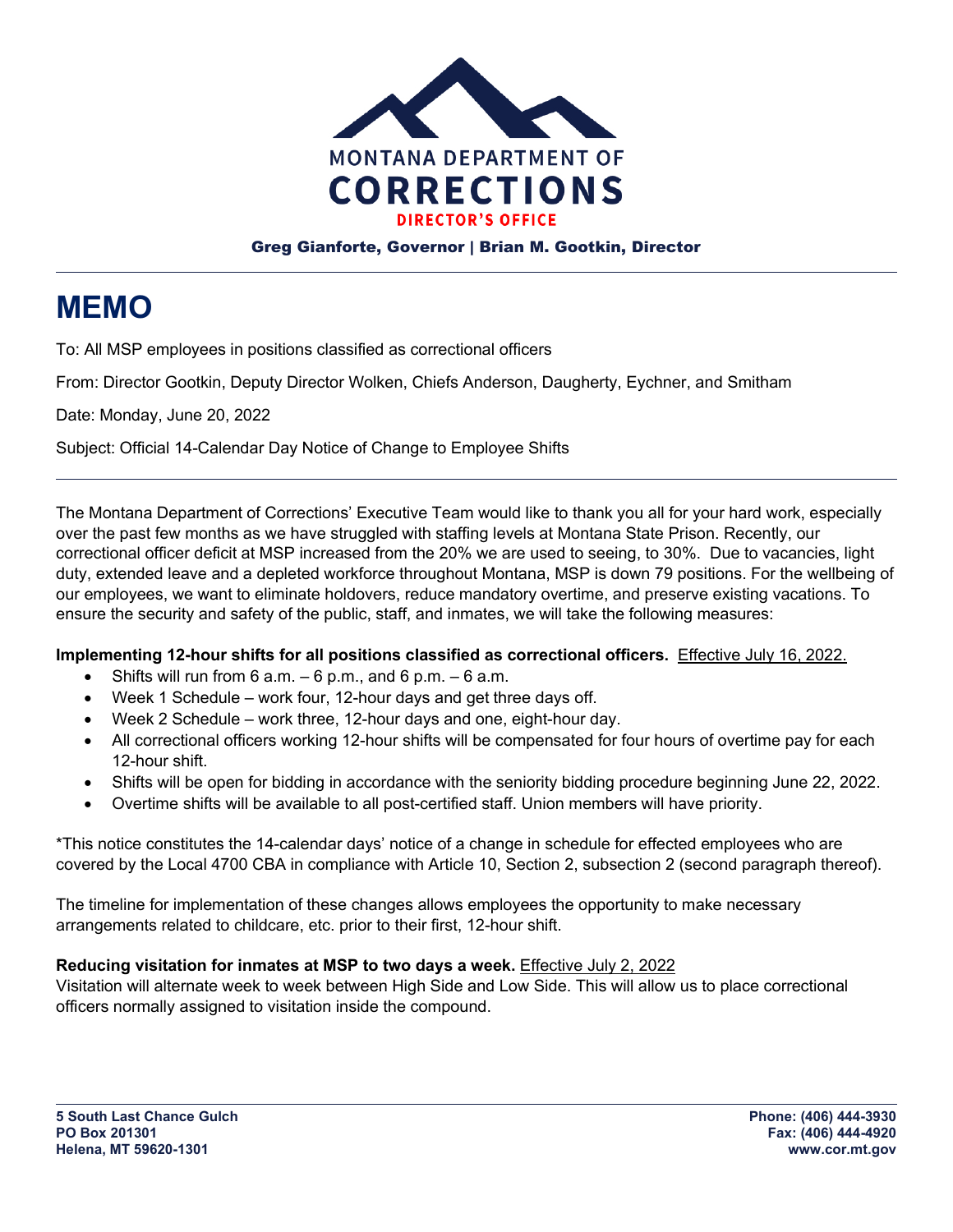MONTANA DEPARTMENT OF
CORRECTIONS
DIRECTOR'S OFFICE

Greg Gianforte, Governor | Brian M. Gootkin, Director

# MEMO

To: All MSP employees in positions classified as correctional officers

From: Director Gootkin, Deputy Director Wolken, Chiefs Anderson, Daugherty, Eychner, and Smitham

Date: Monday, June 20, 2022

Subject: Official 14-Calendar Day Notice of Change to Employee Shifts

The Montana Department of Corrections' Executive Team would like to thank you all for your hard work, especially over the past few months as we have struggled with staffing levels at Montana State Prison. Recently, our correctional officer deficit at MSP increased from the 20% we are used to seeing, to 30%. Due to vacancies, light duty, extended leave and a depleted workforce throughout Montana, MSP is down 79 positions. For the wellbeing of our employees, we want to eliminate holdovers, reduce mandatory overtime, and preserve existing vacations. To ensure the security and safety of the public, staff, and inmates, we will take the following measures:

**Implementing 12-hour shifts for all positions classified as correctional officers.** Effective July 16, 2022.

- Shifts will run from 6 a.m. – 6 p.m., and 6 p.m. – 6 a.m.
- Week 1 Schedule – work four, 12-hour days and get three days off.
- Week 2 Schedule – work three, 12-hour days and one, eight-hour day.
- All correctional officers working 12-hour shifts will be compensated for four hours of overtime pay for each 12-hour shift.
- Shifts will be open for bidding in accordance with the seniority bidding procedure beginning June 22, 2022.
- Overtime shifts will be available to all post-certified staff. Union members will have priority.

*This notice constitutes the 14-calendar days' notice of a change in schedule for effected employees who are covered by the Local 4700 CBA in compliance with Article 10, Section 2, subsection 2 (second paragraph thereof).

The timeline for implementation of these changes allows employees the opportunity to make necessary arrangements related to childcare, etc. prior to their first, 12-hour shift.

**Reducing visitation for inmates at MSP to two days a week.** Effective July 2, 2022

Visitation will alternate week to week between High Side and Low Side. This will allow us to place correctional officers normally assigned to visitation inside the compound.

5 South Last Chance Gulch
PO Box 201301
Helena, MT 59620-1301

Phone: (406) 444-3930
Fax: (406) 444-4920
www.cor.mt.gov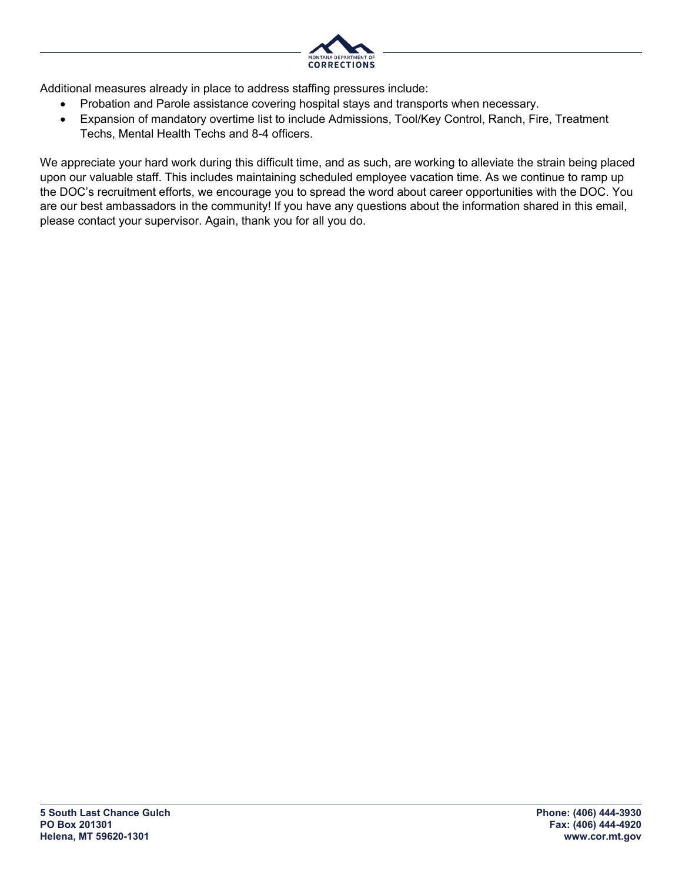Additional measures already in place to address staffing pressures include:

- Probation and Parole assistance covering hospital stays and transports when necessary.
- Expansion of mandatory overtime list to include Admissions, Tool/Key Control, Ranch, Fire, Treatment Techs, Mental Health Techs and 8-4 officers.

We appreciate your hard work during this difficult time, and as such, are working to alleviate the strain being placed upon our valuable staff. This includes maintaining scheduled employee vacation time. As we continue to ramp up the DOC's recruitment efforts, we encourage you to spread the word about career opportunities with the DOC. You are our best ambassadors in the community! If you have any questions about the information shared in this email, please contact your supervisor. Again, thank you for all you do.